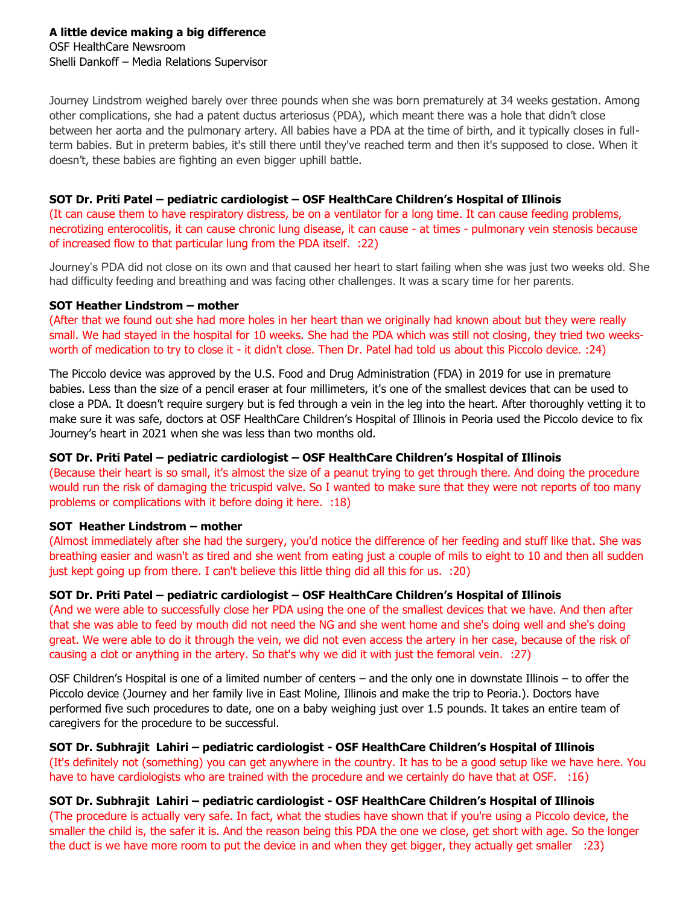**A little device making a big difference**
OSF HealthCare Newsroom
Shelli Dankoff – Media Relations Supervisor

Journey Lindstrom weighed barely over three pounds when she was born prematurely at 34 weeks gestation. Among other complications, she had a patent ductus arteriosus (PDA), which meant there was a hole that didn't close between her aorta and the pulmonary artery. All babies have a PDA at the time of birth, and it typically closes in full-term babies. But in preterm babies, it's still there until they've reached term and then it's supposed to close. When it doesn't, these babies are fighting an even bigger uphill battle.

**SOT Dr. Priti Patel – pediatric cardiologist – OSF HealthCare Children's Hospital of Illinois**
(It can cause them to have respiratory distress, be on a ventilator for a long time. It can cause feeding problems, necrotizing enterocolitis, it can cause chronic lung disease, it can cause - at times - pulmonary vein stenosis because of increased flow to that particular lung from the PDA itself. :22)

Journey's PDA did not close on its own and that caused her heart to start failing when she was just two weeks old. She had difficulty feeding and breathing and was facing other challenges. It was a scary time for her parents.

**SOT Heather Lindstrom – mother**
(After that we found out she had more holes in her heart than we originally had known about but they were really small. We had stayed in the hospital for 10 weeks. She had the PDA which was still not closing, they tried two weeks-worth of medication to try to close it - it didn't close. Then Dr. Patel had told us about this Piccolo device. :24)

The Piccolo device was approved by the U.S. Food and Drug Administration (FDA) in 2019 for use in premature babies. Less than the size of a pencil eraser at four millimeters, it's one of the smallest devices that can be used to close a PDA. It doesn't require surgery but is fed through a vein in the leg into the heart. After thoroughly vetting it to make sure it was safe, doctors at OSF HealthCare Children's Hospital of Illinois in Peoria used the Piccolo device to fix Journey's heart in 2021 when she was less than two months old.

**SOT Dr. Priti Patel – pediatric cardiologist – OSF HealthCare Children's Hospital of Illinois**
(Because their heart is so small, it's almost the size of a peanut trying to get through there. And doing the procedure would run the risk of damaging the tricuspid valve. So I wanted to make sure that they were not reports of too many problems or complications with it before doing it here. :18)

**SOT Heather Lindstrom – mother**
(Almost immediately after she had the surgery, you'd notice the difference of her feeding and stuff like that. She was breathing easier and wasn't as tired and she went from eating just a couple of mils to eight to 10 and then all sudden just kept going up from there. I can't believe this little thing did all this for us. :20)

**SOT Dr. Priti Patel – pediatric cardiologist – OSF HealthCare Children's Hospital of Illinois**
(And we were able to successfully close her PDA using the one of the smallest devices that we have. And then after that she was able to feed by mouth did not need the NG and she went home and she's doing well and she's doing great. We were able to do it through the vein, we did not even access the artery in her case, because of the risk of causing a clot or anything in the artery. So that's why we did it with just the femoral vein. :27)

OSF Children's Hospital is one of a limited number of centers – and the only one in downstate Illinois – to offer the Piccolo device (Journey and her family live in East Moline, Illinois and make the trip to Peoria.). Doctors have performed five such procedures to date, one on a baby weighing just over 1.5 pounds. It takes an entire team of caregivers for the procedure to be successful.

**SOT Dr. Subhrajit Lahiri – pediatric cardiologist - OSF HealthCare Children's Hospital of Illinois**
(It's definitely not (something) you can get anywhere in the country. It has to be a good setup like we have here. You have to have cardiologists who are trained with the procedure and we certainly do have that at OSF. :16)

**SOT Dr. Subhrajit Lahiri – pediatric cardiologist - OSF HealthCare Children's Hospital of Illinois**
(The procedure is actually very safe. In fact, what the studies have shown that if you're using a Piccolo device, the smaller the child is, the safer it is. And the reason being this PDA the one we close, get short with age. So the longer the duct is we have more room to put the device in and when they get bigger, they actually get smaller :23)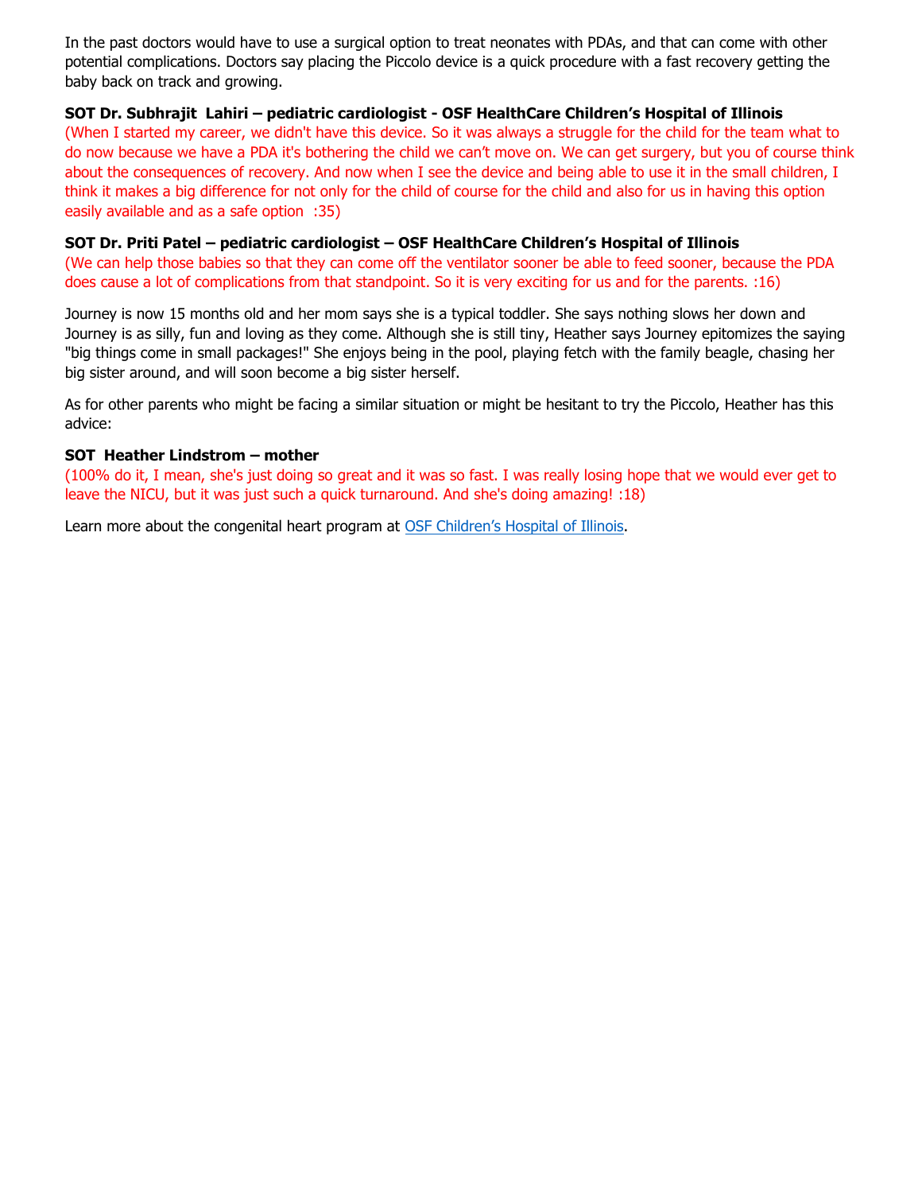In the past doctors would have to use a surgical option to treat neonates with PDAs, and that can come with other potential complications. Doctors say placing the Piccolo device is a quick procedure with a fast recovery getting the baby back on track and growing.

**SOT Dr. Subhrajit Lahiri – pediatric cardiologist - OSF HealthCare Children's Hospital of Illinois**
(When I started my career, we didn't have this device. So it was always a struggle for the child for the team what to do now because we have a PDA it's bothering the child we can't move on. We can get surgery, but you of course think about the consequences of recovery. And now when I see the device and being able to use it in the small children, I think it makes a big difference for not only for the child of course for the child and also for us in having this option easily available and as a safe option :35)

**SOT Dr. Priti Patel – pediatric cardiologist – OSF HealthCare Children's Hospital of Illinois**
(We can help those babies so that they can come off the ventilator sooner be able to feed sooner, because the PDA does cause a lot of complications from that standpoint. So it is very exciting for us and for the parents. :16)

Journey is now 15 months old and her mom says she is a typical toddler. She says nothing slows her down and Journey is as silly, fun and loving as they come. Although she is still tiny, Heather says Journey epitomizes the saying "big things come in small packages!" She enjoys being in the pool, playing fetch with the family beagle, chasing her big sister around, and will soon become a big sister herself.

As for other parents who might be facing a similar situation or might be hesitant to try the Piccolo, Heather has this advice:

**SOT Heather Lindstrom – mother**
(100% do it, I mean, she's just doing so great and it was so fast. I was really losing hope that we would ever get to leave the NICU, but it was just such a quick turnaround. And she's doing amazing! :18)

Learn more about the congenital heart program at OSF Children's Hospital of Illinois.